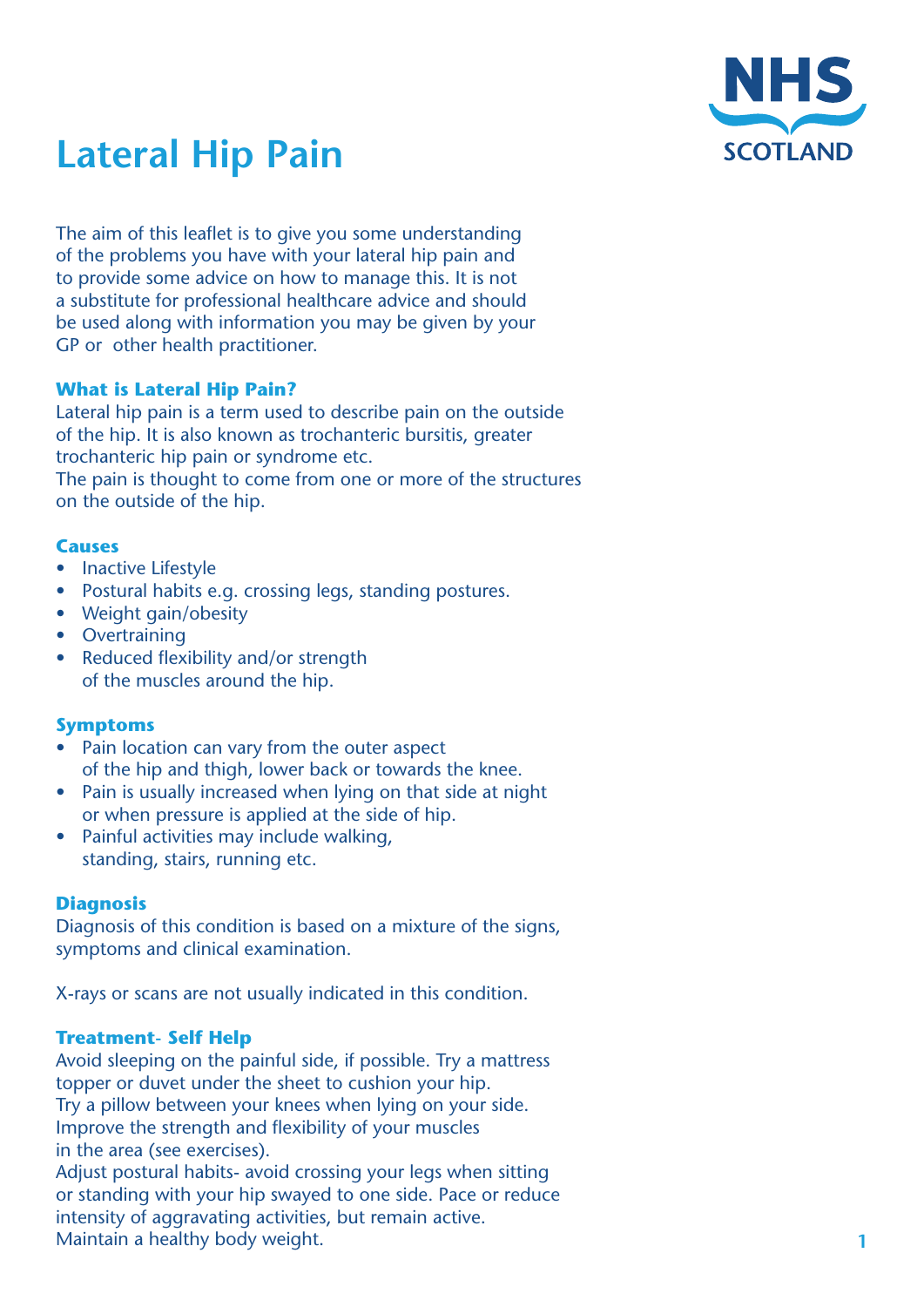# Lateral Hip Pain

NHS SCOTLAND

The aim of this leaflet is to give you some understanding of the problems you have with your lateral hip pain and to provide some advice on how to manage this. It is not a substitute for professional healthcare advice and should be used along with information you may be given by your GP or other health practitioner.

### What is Lateral Hip Pain?

Lateral hip pain is a term used to describe pain on the outside of the hip. It is also known as trochanteric bursitis, greater trochanteric hip pain or syndrome etc.
The pain is thought to come from one or more of the structures on the outside of the hip.

### Causes

- Inactive Lifestyle
- Postural habits e.g. crossing legs, standing postures.
- Weight gain/obesity
- Overtraining
- Reduced flexibility and/or strength of the muscles around the hip.

### Symptoms

- Pain location can vary from the outer aspect of the hip and thigh, lower back or towards the knee.
- Pain is usually increased when lying on that side at night or when pressure is applied at the side of hip.
- Painful activities may include walking, standing, stairs, running etc.

### Diagnosis

Diagnosis of this condition is based on a mixture of the signs, symptoms and clinical examination.

X-rays or scans are not usually indicated in this condition.

### Treatment- Self Help

Avoid sleeping on the painful side, if possible. Try a mattress topper or duvet under the sheet to cushion your hip.
Try a pillow between your knees when lying on your side.
Improve the strength and flexibility of your muscles in the area (see exercises).
Adjust postural habits- avoid crossing your legs when sitting or standing with your hip swayed to one side. Pace or reduce intensity of aggravating activities, but remain active.
Maintain a healthy body weight.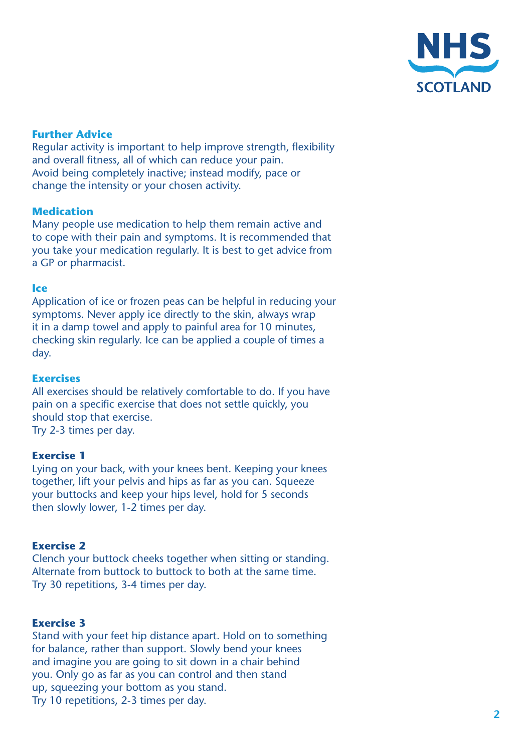## Further Advice

Regular activity is important to help improve strength, flexibility and overall fitness, all of which can reduce your pain. Avoid being completely inactive; instead modify, pace or change the intensity or your chosen activity.

## Medication

Many people use medication to help them remain active and to cope with their pain and symptoms. It is recommended that you take your medication regularly. It is best to get advice from a GP or pharmacist.

## Ice

Application of ice or frozen peas can be helpful in reducing your symptoms. Never apply ice directly to the skin, always wrap it in a damp towel and apply to painful area for 10 minutes, checking skin regularly. Ice can be applied a couple of times a day.

## Exercises

All exercises should be relatively comfortable to do. If you have pain on a specific exercise that does not settle quickly, you should stop that exercise.
Try 2-3 times per day.

### Exercise 1

Lying on your back, with your knees bent. Keeping your knees together, lift your pelvis and hips as far as you can. Squeeze your buttocks and keep your hips level, hold for 5 seconds then slowly lower, 1-2 times per day.

### Exercise 2

Clench your buttock cheeks together when sitting or standing. Alternate from buttock to buttock to both at the same time. Try 30 repetitions, 3-4 times per day.

### Exercise 3

Stand with your feet hip distance apart. Hold on to something for balance, rather than support. Slowly bend your knees and imagine you are going to sit down in a chair behind you. Only go as far as you can control and then stand up, squeezing your bottom as you stand.
Try 10 repetitions, 2-3 times per day.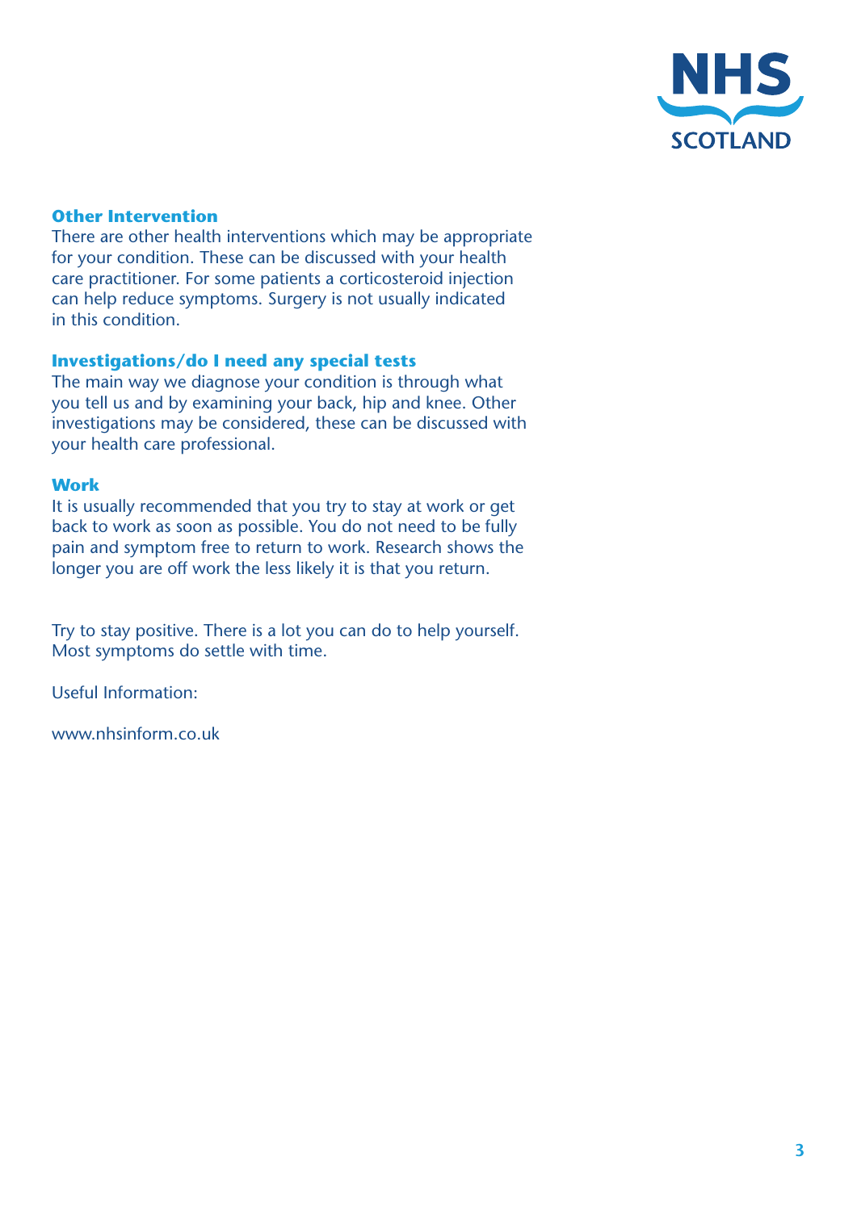### Other Intervention

There are other health interventions which may be appropriate for your condition. These can be discussed with your health care practitioner. For some patients a corticosteroid injection can help reduce symptoms. Surgery is not usually indicated in this condition.

### Investigations/do I need any special tests

The main way we diagnose your condition is through what you tell us and by examining your back, hip and knee. Other investigations may be considered, these can be discussed with your health care professional.

### Work

It is usually recommended that you try to stay at work or get back to work as soon as possible. You do not need to be fully pain and symptom free to return to work. Research shows the longer you are off work the less likely it is that you return.

Try to stay positive. There is a lot you can do to help yourself. Most symptoms do settle with time.

Useful Information:

www.nhsinform.co.uk